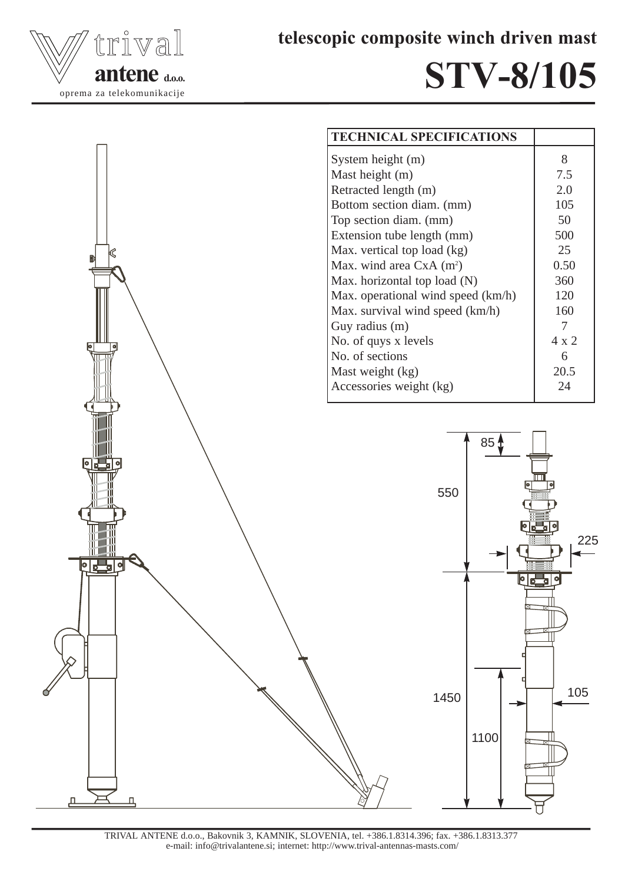trival antene d.o.o.

oprema za telekomunikacije

## telescopic composite winch driven mast

# STV-8/105

| TECHNICAL SPECIFICATIONS | |
|---|---|
| System height (m) | 8 |
| Mast height (m) | 7.5 |
| Retracted length (m) | 2.0 |
| Bottom section diam. (mm) | 105 |
| Top section diam. (mm) | 50 |
| Extension tube length (mm) | 500 |
| Max. vertical top load (kg) | 25 |
| Max. wind area CxA ($m^2$) | 0.50 |
| Max. horizontal top load (N) | 360 |
| Max. operational wind speed (km/h) | 120 |
| Max. survival wind speed (km/h) | 160 |
| Guy radius (m) | 7 |
| No. of quys x levels | 4 x 2 |
| No. of sections | 6 |
| Mast weight (kg) | 20.5 |
| Accessories weight (kg) | 24 |

85

550

225

1450

1100

105

TRIVAL ANTENE d.o.o., Bakovnik 3, KAMNIK, SLOVENIA, tel. +386.1.8314.396; fax. +386.1.8313.377
e-mail: info@trivalantene.si; internet: http://www.trival-antennas-masts.com/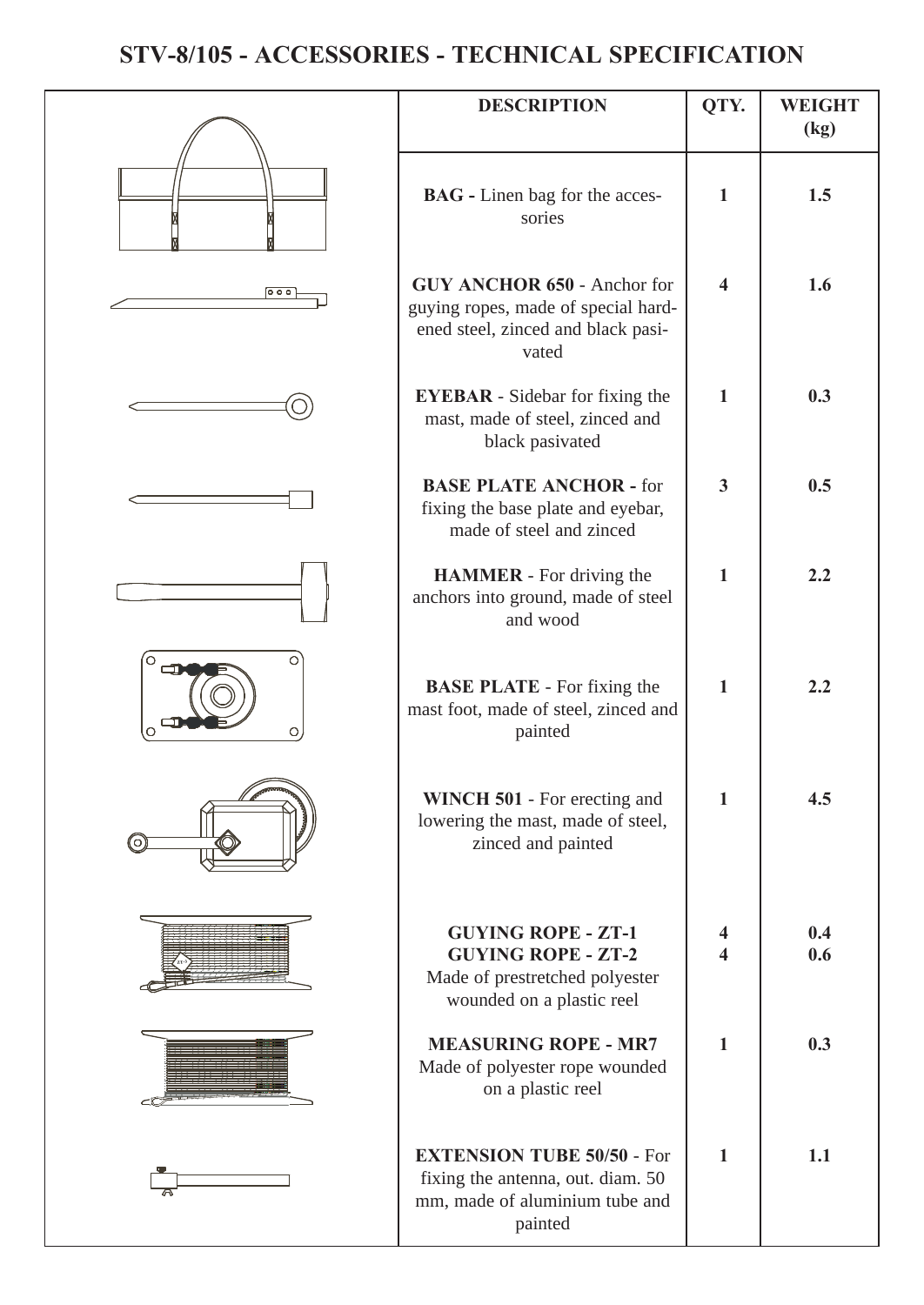# STV-8/105 - ACCESSORIES - TECHNICAL SPECIFICATION

| | DESCRIPTION | QTY. | WEIGHT (kg) |
|---|---|---|---|
| | **BAG -** Linen bag for the accessories | **1** | **1.5** |
| | **GUY ANCHOR 650** - Anchor for guying ropes, made of special hardened steel, zinced and black pasivated | **4** | **1.6** |
| | **EYEBAR** - Sidebar for fixing the mast, made of steel, zinced and black pasivated | **1** | **0.3** |
| | **BASE PLATE ANCHOR -** for fixing the base plate and eyebar, made of steel and zinced | **3** | **0.5** |
| | **HAMMER** - For driving the anchors into ground, made of steel and wood | **1** | **2.2** |
| | **BASE PLATE** - For fixing the mast foot, made of steel, zinced and painted | **1** | **2.2** |
| | **WINCH 501** - For erecting and lowering the mast, made of steel, zinced and painted | **1** | **4.5** |
| | **GUYING ROPE - ZT-1**<br>**GUYING ROPE - ZT-2**<br>Made of prestretched polyester wounded on a plastic reel | **4**<br>**4** | **0.4**<br>**0.6** |
| | **MEASURING ROPE - MR7**<br>Made of polyester rope wounded on a plastic reel | **1** | **0.3** |
| | **EXTENSION TUBE 50/50** - For fixing the antenna, out. diam. 50 mm, made of aluminium tube and painted | **1** | **1.1** |